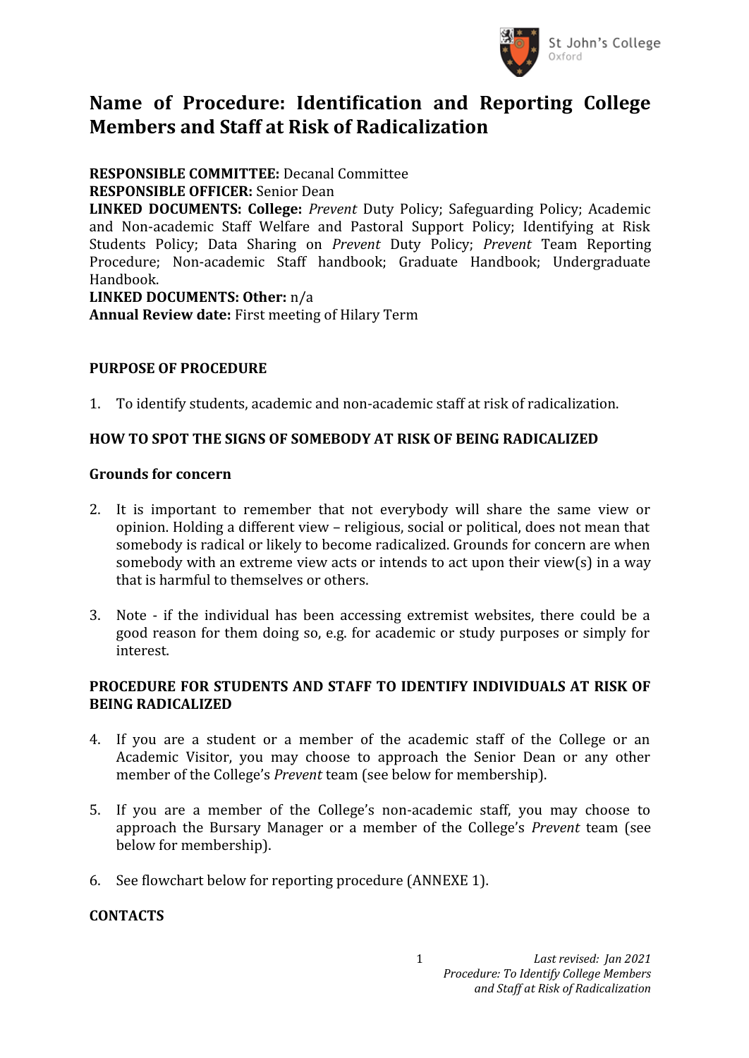# Name of Procedure: Identification and Reporting College Members and Staff at Risk of Radicalization

**RESPONSIBLE COMMITTEE:** Decanal Committee
**RESPONSIBLE OFFICER:** Senior Dean
**LINKED DOCUMENTS: College:** *Prevent* Duty Policy; Safeguarding Policy; Academic and Non-academic Staff Welfare and Pastoral Support Policy; Identifying at Risk Students Policy; Data Sharing on *Prevent* Duty Policy; *Prevent* Team Reporting Procedure; Non-academic Staff handbook; Graduate Handbook; Undergraduate Handbook.
**LINKED DOCUMENTS: Other:** n/a
**Annual Review date:** First meeting of Hilary Term

## PURPOSE OF PROCEDURE

1. To identify students, academic and non-academic staff at risk of radicalization.

## HOW TO SPOT THE SIGNS OF SOMEBODY AT RISK OF BEING RADICALIZED

### Grounds for concern

2. It is important to remember that not everybody will share the same view or opinion. Holding a different view – religious, social or political, does not mean that somebody is radical or likely to become radicalized. Grounds for concern are when somebody with an extreme view acts or intends to act upon their view(s) in a way that is harmful to themselves or others.

3. Note - if the individual has been accessing extremist websites, there could be a good reason for them doing so, e.g. for academic or study purposes or simply for interest.

## PROCEDURE FOR STUDENTS AND STAFF TO IDENTIFY INDIVIDUALS AT RISK OF BEING RADICALIZED

4. If you are a student or a member of the academic staff of the College or an Academic Visitor, you may choose to approach the Senior Dean or any other member of the College's *Prevent* team (see below for membership).

5. If you are a member of the College's non-academic staff, you may choose to approach the Bursary Manager or a member of the College's *Prevent* team (see below for membership).

6. See flowchart below for reporting procedure (ANNEXE 1).

## CONTACTS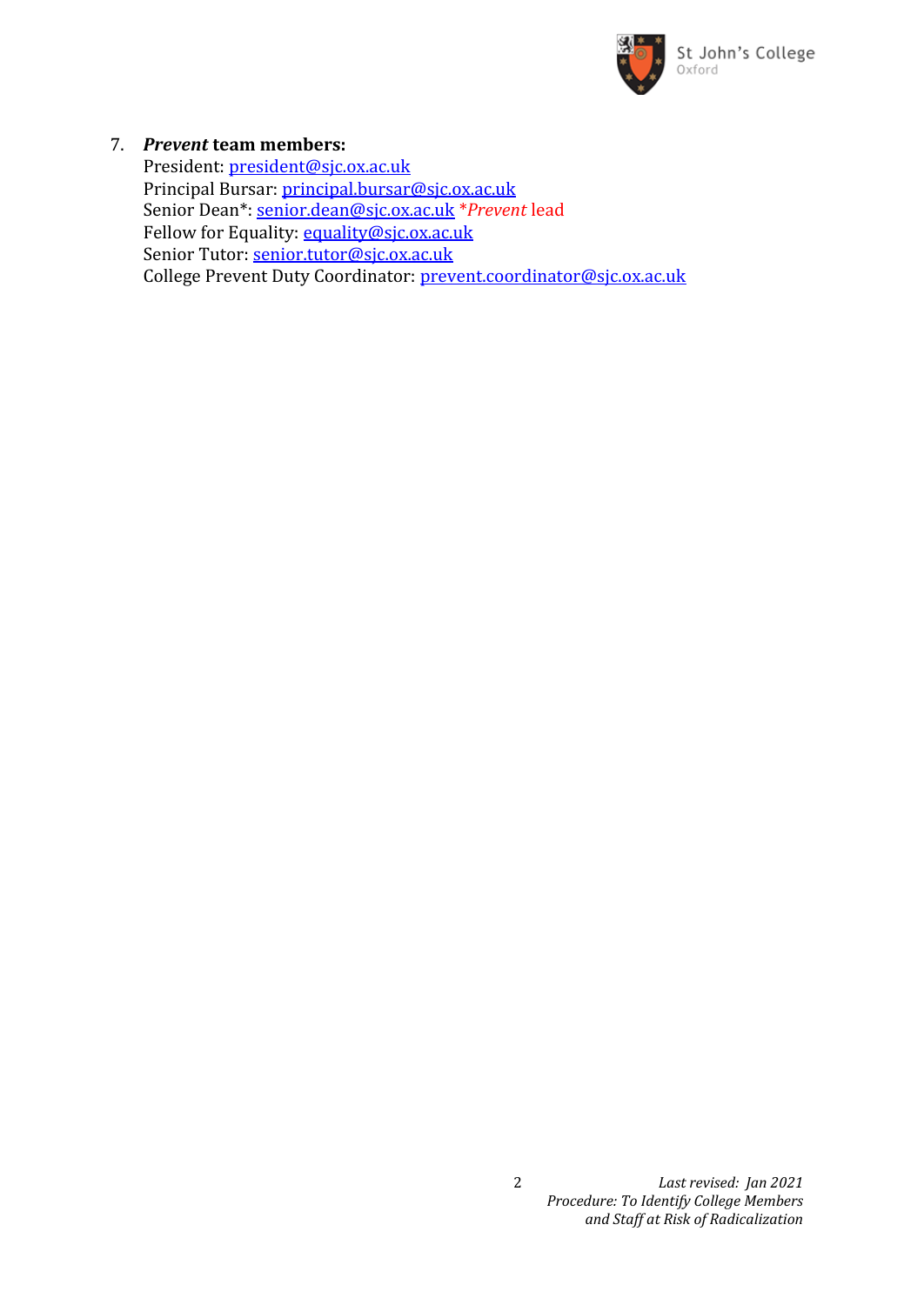7. ***Prevent* team members:**
   President: president@sjc.ox.ac.uk
   Principal Bursar: principal.bursar@sjc.ox.ac.uk
   Senior Dean*: senior.dean@sjc.ox.ac.uk **Prevent* lead
   Fellow for Equality: equality@sjc.ox.ac.uk
   Senior Tutor: senior.tutor@sjc.ox.ac.uk
   College Prevent Duty Coordinator: prevent.coordinator@sjc.ox.ac.uk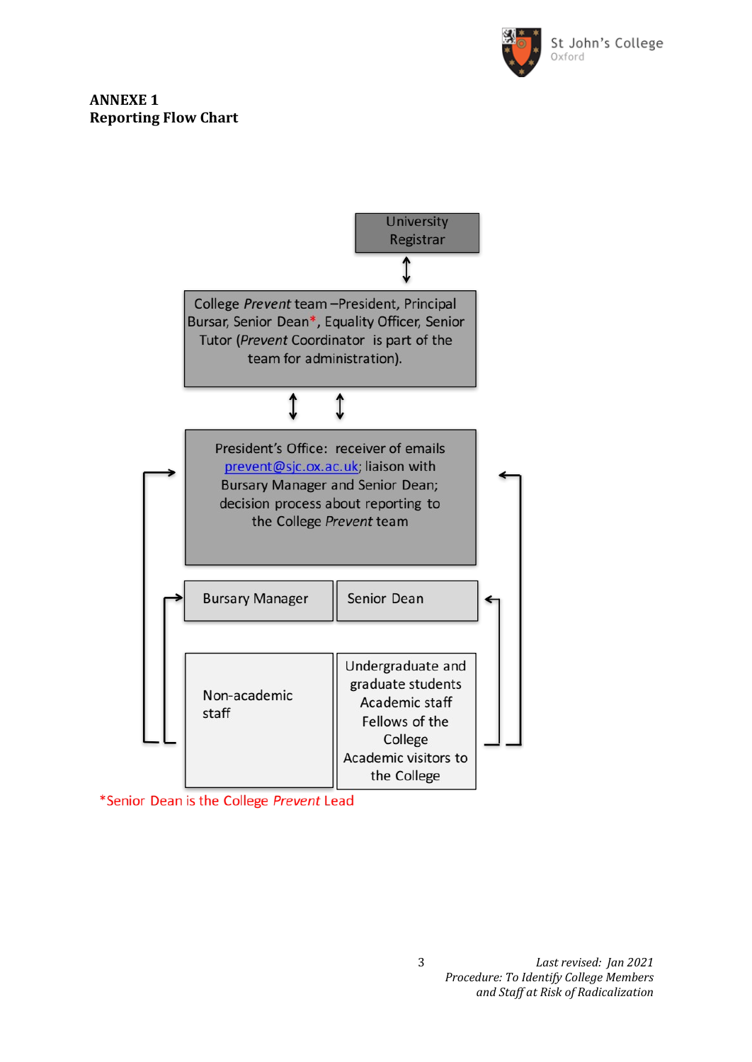**ANNEXE 1**
**Reporting Flow Chart**

University Registrar

↕

College *Prevent* team –President, Principal Bursar, Senior Dean*, Equality Officer, Senior Tutor (*Prevent* Coordinator is part of the team for administration).

↕ ↕

President's Office: receiver of emails prevent@sjc.ox.ac.uk; liaison with Bursary Manager and Senior Dean; decision process about reporting to the College *Prevent* team

| Bursary Manager | Senior Dean |
|---|---|
| Non-academic staff | Undergraduate and graduate students<br>Academic staff<br>Fellows of the College<br>Academic visitors to the College |

*Senior Dean is the College *Prevent* Lead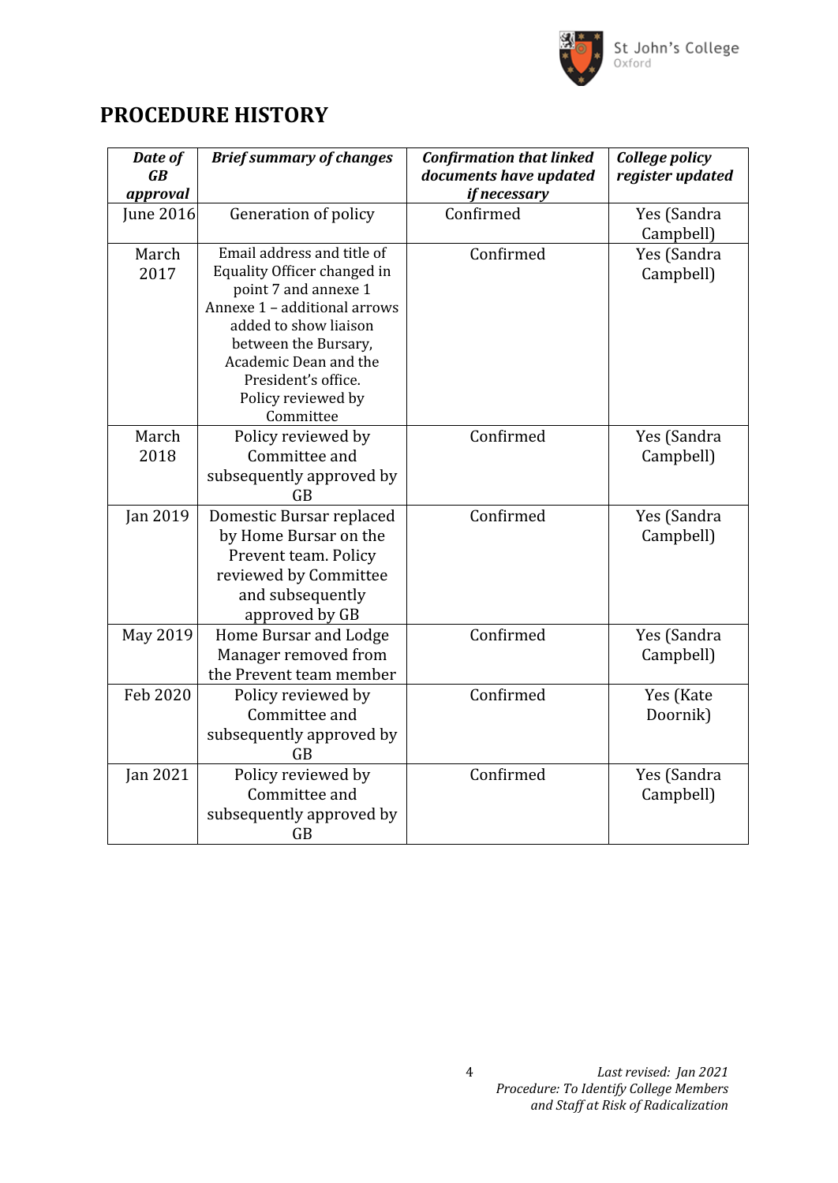## PROCEDURE HISTORY

| ***Date of GB approval*** | ***Brief summary of changes*** | ***Confirmation that linked documents have updated if necessary*** | ***College policy register updated*** |
|---|---|---|---|
| June 2016 | Generation of policy | Confirmed | Yes (Sandra Campbell) |
| March 2017 | Email address and title of Equality Officer changed in point 7 and annexe 1 Annexe 1 – additional arrows added to show liaison between the Bursary, Academic Dean and the President's office. Policy reviewed by Committee | Confirmed | Yes (Sandra Campbell) |
| March 2018 | Policy reviewed by Committee and subsequently approved by GB | Confirmed | Yes (Sandra Campbell) |
| Jan 2019 | Domestic Bursar replaced by Home Bursar on the Prevent team. Policy reviewed by Committee and subsequently approved by GB | Confirmed | Yes (Sandra Campbell) |
| May 2019 | Home Bursar and Lodge Manager removed from the Prevent team member | Confirmed | Yes (Sandra Campbell) |
| Feb 2020 | Policy reviewed by Committee and subsequently approved by GB | Confirmed | Yes (Kate Doornik) |
| Jan 2021 | Policy reviewed by Committee and subsequently approved by GB | Confirmed | Yes (Sandra Campbell) |